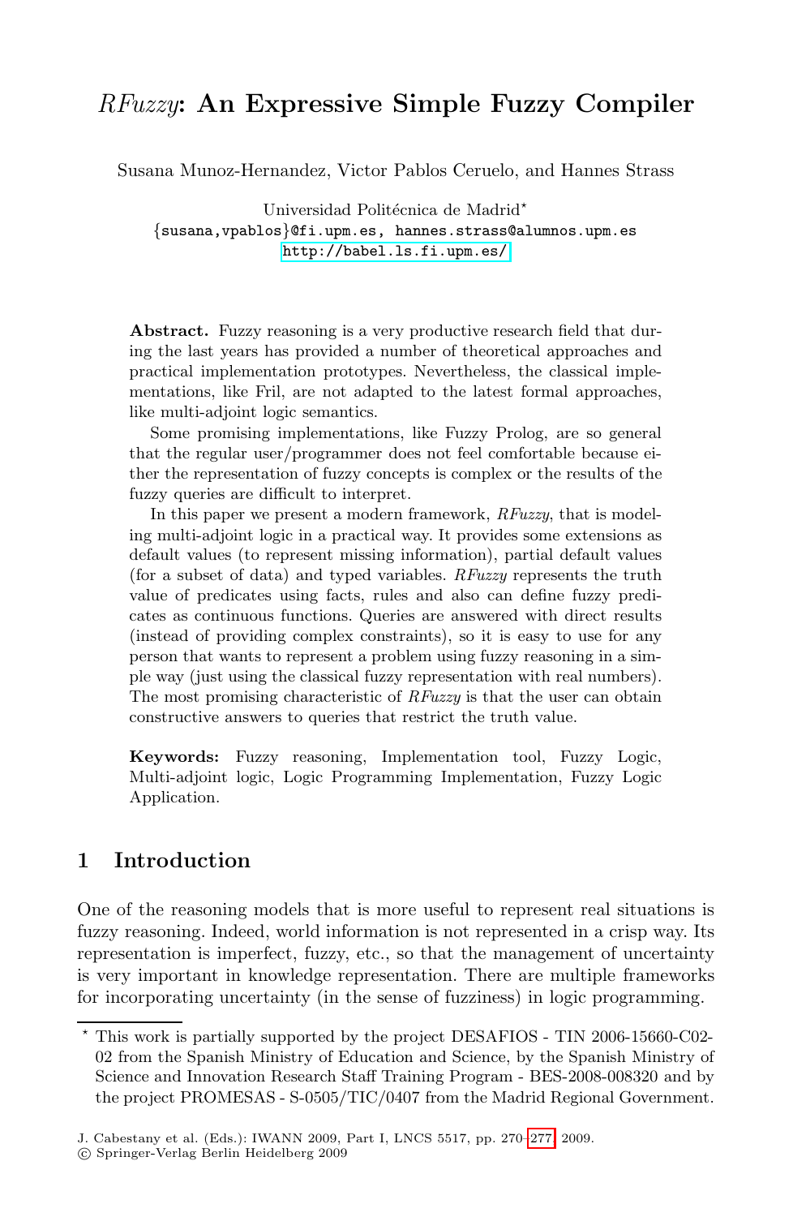# *RFuzzy*: An Expressive Simple Fuzzy Compiler

Susana Munoz-Hernandez, Victor Pablos Ceruelo, and Hannes Strass

Universidad Politécnica de Madrid*
{susana,vpablos}@fi.upm.es, hannes.strass@alumnos.upm.es
http://babel.ls.fi.upm.es/

**Abstract.** Fuzzy reasoning is a very productive research field that during the last years has provided a number of theoretical approaches and practical implementation prototypes. Nevertheless, the classical implementations, like Fril, are not adapted to the latest formal approaches, like multi-adjoint logic semantics.

Some promising implementations, like Fuzzy Prolog, are so general that the regular user/programmer does not feel comfortable because either the representation of fuzzy concepts is complex or the results of the fuzzy queries are difficult to interpret.

In this paper we present a modern framework, *RFuzzy*, that is modeling multi-adjoint logic in a practical way. It provides some extensions as default values (to represent missing information), partial default values (for a subset of data) and typed variables. *RFuzzy* represents the truth value of predicates using facts, rules and also can define fuzzy predicates as continuous functions. Queries are answered with direct results (instead of providing complex constraints), so it is easy to use for any person that wants to represent a problem using fuzzy reasoning in a simple way (just using the classical fuzzy representation with real numbers). The most promising characteristic of *RFuzzy* is that the user can obtain constructive answers to queries that restrict the truth value.

**Keywords:** Fuzzy reasoning, Implementation tool, Fuzzy Logic, Multi-adjoint logic, Logic Programming Implementation, Fuzzy Logic Application.

## 1 Introduction

One of the reasoning models that is more useful to represent real situations is fuzzy reasoning. Indeed, world information is not represented in a crisp way. Its representation is imperfect, fuzzy, etc., so that the management of uncertainty is very important in knowledge representation. There are multiple frameworks for incorporating uncertainty (in the sense of fuzziness) in logic programming.

* This work is partially supported by the project DESAFIOS - TIN 2006-15660-C02-02 from the Spanish Ministry of Education and Science, by the Spanish Ministry of Science and Innovation Research Staff Training Program - BES-2008-008320 and by the project PROMESAS - S-0505/TIC/0407 from the Madrid Regional Government.

J. Cabestany et al. (Eds.): IWANN 2009, Part I, LNCS 5517, pp. 270–277, 2009.
© Springer-Verlag Berlin Heidelberg 2009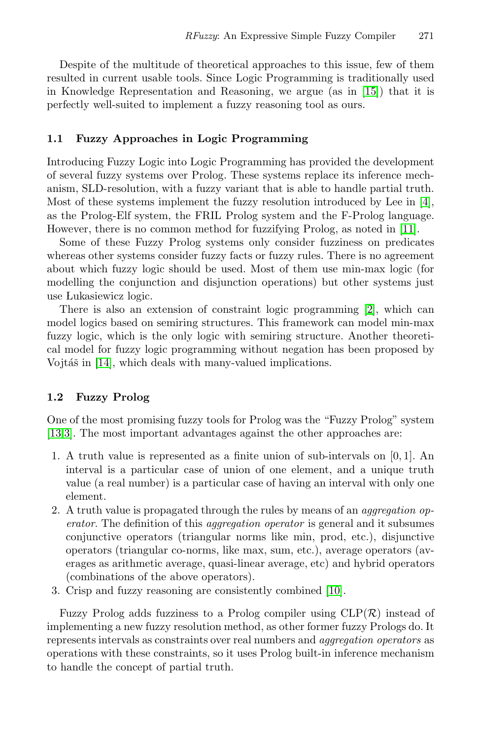Despite of the multitude of theoretical approaches to this issue, few of them resulted in current usable tools. Since Logic Programming is traditionally used in Knowledge Representation and Reasoning, we argue (as in [15]) that it is perfectly well-suited to implement a fuzzy reasoning tool as ours.

### 1.1 Fuzzy Approaches in Logic Programming

Introducing Fuzzy Logic into Logic Programming has provided the development of several fuzzy systems over Prolog. These systems replace its inference mechanism, SLD-resolution, with a fuzzy variant that is able to handle partial truth. Most of these systems implement the fuzzy resolution introduced by Lee in [4], as the Prolog-Elf system, the FRIL Prolog system and the F-Prolog language. However, there is no common method for fuzzifying Prolog, as noted in [11].

Some of these Fuzzy Prolog systems only consider fuzziness on predicates whereas other systems consider fuzzy facts or fuzzy rules. There is no agreement about which fuzzy logic should be used. Most of them use min-max logic (for modelling the conjunction and disjunction operations) but other systems just use Łukasiewicz logic.

There is also an extension of constraint logic programming [2], which can model logics based on semiring structures. This framework can model min-max fuzzy logic, which is the only logic with semiring structure. Another theoretical model for fuzzy logic programming without negation has been proposed by Vojtáš in [14], which deals with many-valued implications.

### 1.2 Fuzzy Prolog

One of the most promising fuzzy tools for Prolog was the "Fuzzy Prolog" system [13,3]. The most important advantages against the other approaches are:

1. A truth value is represented as a finite union of sub-intervals on $[0, 1]$. An interval is a particular case of union of one element, and a unique truth value (a real number) is a particular case of having an interval with only one element.
2. A truth value is propagated through the rules by means of an *aggregation operator*. The definition of this *aggregation operator* is general and it subsumes conjunctive operators (triangular norms like min, prod, etc.), disjunctive operators (triangular co-norms, like max, sum, etc.), average operators (averages as arithmetic average, quasi-linear average, etc) and hybrid operators (combinations of the above operators).
3. Crisp and fuzzy reasoning are consistently combined [10].

Fuzzy Prolog adds fuzziness to a Prolog compiler using CLP($\mathcal{R}$) instead of implementing a new fuzzy resolution method, as other former fuzzy Prologs do. It represents intervals as constraints over real numbers and *aggregation operators* as operations with these constraints, so it uses Prolog built-in inference mechanism to handle the concept of partial truth.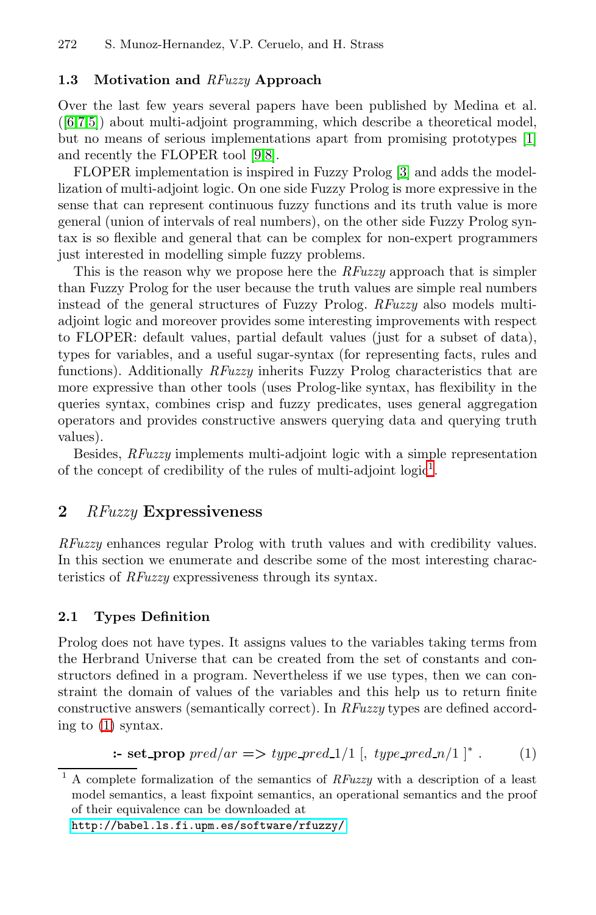### 1.3 Motivation and *RFuzzy* Approach

Over the last few years several papers have been published by Medina et al. ([6,7,5]) about multi-adjoint programming, which describe a theoretical model, but no means of serious implementations apart from promising prototypes [1] and recently the FLOPER tool [9,8].

FLOPER implementation is inspired in Fuzzy Prolog [3] and adds the modellization of multi-adjoint logic. On one side Fuzzy Prolog is more expressive in the sense that can represent continuous fuzzy functions and its truth value is more general (union of intervals of real numbers), on the other side Fuzzy Prolog syntax is so flexible and general that can be complex for non-expert programmers just interested in modelling simple fuzzy problems.

This is the reason why we propose here the *RFuzzy* approach that is simpler than Fuzzy Prolog for the user because the truth values are simple real numbers instead of the general structures of Fuzzy Prolog. *RFuzzy* also models multi-adjoint logic and moreover provides some interesting improvements with respect to FLOPER: default values, partial default values (just for a subset of data), types for variables, and a useful sugar-syntax (for representing facts, rules and functions). Additionally *RFuzzy* inherits Fuzzy Prolog characteristics that are more expressive than other tools (uses Prolog-like syntax, has flexibility in the queries syntax, combines crisp and fuzzy predicates, uses general aggregation operators and provides constructive answers querying data and querying truth values).

Besides, *RFuzzy* implements multi-adjoint logic with a simple representation of the concept of credibility of the rules of multi-adjoint logic[1].

## 2 *RFuzzy* Expressiveness

*RFuzzy* enhances regular Prolog with truth values and with credibility values. In this section we enumerate and describe some of the most interesting characteristics of *RFuzzy* expressiveness through its syntax.

### 2.1 Types Definition

Prolog does not have types. It assigns values to the variables taking terms from the Herbrand Universe that can be created from the set of constants and constructors defined in a program. Nevertheless if we use types, then we can constraint the domain of values of the variables and this help us to return finite constructive answers (semantically correct). In *RFuzzy* types are defined according to (1) syntax.

$$\textbf{:- set\_prop}\ \textit{pred/ar} \Rightarrow \textit{type\_pred\_1/1}\ [,\ \textit{type\_pred\_n/1}\ ]^{*}\ . \qquad (1)$$

[1] A complete formalization of the semantics of *RFuzzy* with a description of a least model semantics, a least fixpoint semantics, an operational semantics and the proof of their equivalence can be downloaded at http://babel.ls.fi.upm.es/software/rfuzzy/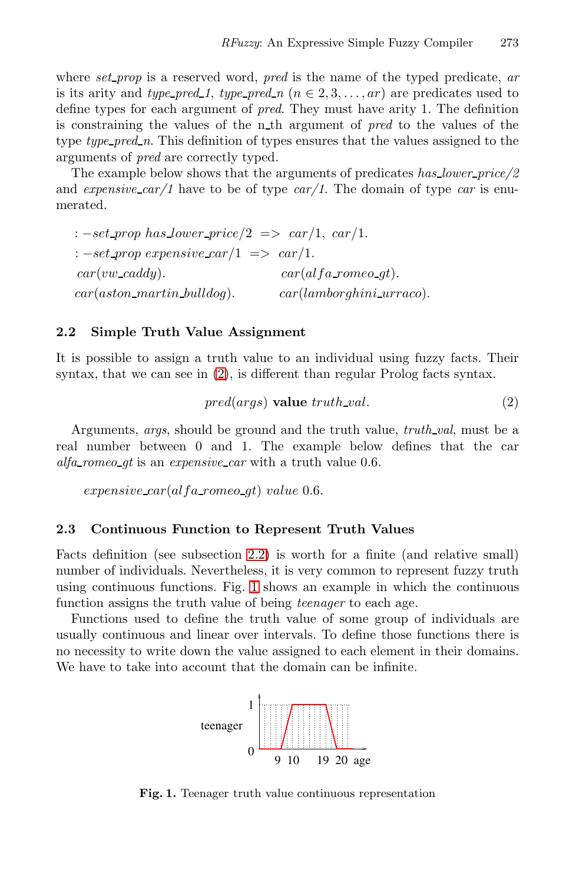where *set_prop* is a reserved word, *pred* is the name of the typed predicate, *ar* is its arity and *type_pred_1*, *type_pred_n* ($n \in 2, 3, \ldots, ar$) are predicates used to define types for each argument of *pred*. They must have arity 1. The definition is constraining the values of the n_th argument of *pred* to the values of the type *type_pred_n*. This definition of types ensures that the values assigned to the arguments of *pred* are correctly typed.

The example below shows that the arguments of predicates *has_lower_price/2* and *expensive_car/1* have to be of type *car/1*. The domain of type *car* is enumerated.

$$
\begin{array}{ll}
:-set\_prop\ has\_lower\_price/2\ => \ car/1,\ car/1. & \\
:-set\_prop\ expensive\_car/1\ => \ car/1. & \\
car(vw\_caddy). & car(alfa\_romeo\_gt). \\
car(aston\_martin\_bulldog). & car(lamborghini\_urraco).
\end{array}
$$

### 2.2 Simple Truth Value Assignment

It is possible to assign a truth value to an individual using fuzzy facts. Their syntax, that we can see in (2), is different than regular Prolog facts syntax.

$$pred(args)\ \textbf{value}\ truth\_val. \tag{2}$$

Arguments, *args*, should be ground and the truth value, *truth_val*, must be a real number between 0 and 1. The example below defines that the car *alfa_romeo_gt* is an *expensive_car* with a truth value 0.6.

$$expensive\_car(alfa\_romeo\_gt)\ value\ 0.6.$$

### 2.3 Continuous Function to Represent Truth Values

Facts definition (see subsection 2.2) is worth for a finite (and relative small) number of individuals. Nevertheless, it is very common to represent fuzzy truth using continuous functions. Fig. 1 shows an example in which the continuous function assigns the truth value of being *teenager* to each age.

Functions used to define the truth value of some group of individuals are usually continuous and linear over intervals. To define those functions there is no necessity to write down the value assigned to each element in their domains. We have to take into account that the domain can be infinite.

**Fig. 1.** Teenager truth value continuous representation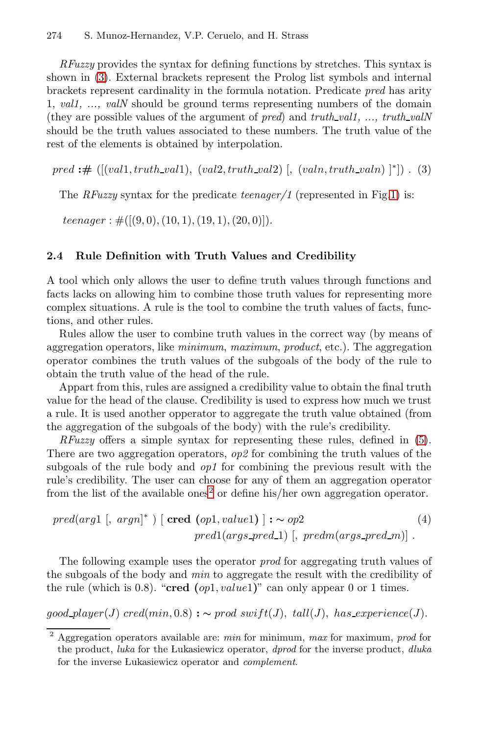*RFuzzy* provides the syntax for defining functions by stretches. This syntax is shown in (3). External brackets represent the Prolog list symbols and internal brackets represent cardinality in the formula notation. Predicate *pred* has arity 1, *val1, ..., valN* should be ground terms representing numbers of the domain (they are possible values of the argument of *pred*) and *truth_val1, ..., truth_valN* should be the truth values associated to these numbers. The truth value of the rest of the elements is obtained by interpolation.

$$pred \mathrel{\textbf{:\#}} ([(val1, truth\_val1),\ (val2, truth\_val2)\ [,\ (valn, truth\_valn)\ ]^{*}])\ . \quad (3)$$

The *RFuzzy* syntax for the predicate *teenager/1* (represented in Fig 1) is:

$$teenager : \#([(9, 0), (10, 1), (19, 1), (20, 0)]).$$

### 2.4 Rule Definition with Truth Values and Credibility

A tool which only allows the user to define truth values through functions and facts lacks on allowing him to combine those truth values for representing more complex situations. A rule is the tool to combine the truth values of facts, functions, and other rules.

Rules allow the user to combine truth values in the correct way (by means of aggregation operators, like *minimum*, *maximum*, *product*, etc.). The aggregation operator combines the truth values of the subgoals of the body of the rule to obtain the truth value of the head of the rule.

Apart from this, rules are assigned a credibility value to obtain the final truth value for the head of the clause. Credibility is used to express how much we trust a rule. It is used another opperator to aggregate the truth value obtained (from the aggregation of the subgoals of the body) with the rule's credibility.

*RFuzzy* offers a simple syntax for representing these rules, defined in (5). There are two aggregation operators, *op2* for combining the truth values of the subgoals of the rule body and *op1* for combining the previous result with the rule's credibility. The user can choose for any of them an aggregation operator from the list of the available ones[2] or define his/her own aggregation operator.

$$pred(arg1\ [,\ argn]^{*}\ )\ [\ \textbf{cred}\ \ (op1, value1)\ ] \mathrel{\textbf{:}\sim} op2 \qquad (4)$$
$$pred1(args\_pred\_1)\ [,\ predm(args\_pred\_m)]\ .$$

The following example uses the operator *prod* for aggregating truth values of the subgoals of the body and *min* to aggregate the result with the credibility of the rule (which is 0.8). "**cred** $(op1, value1)$" can only appear 0 or 1 times.

$$good\_player(J)\ cred(min, 0.8) \mathrel{\textbf{:}\sim} prod\ swift(J),\ tall(J),\ has\_experience(J).$$

[2] Aggregation operators available are: *min* for minimum, *max* for maximum, *prod* for the product, *luka* for the Łukasiewicz operator, *dprod* for the inverse product, *dluka* for the inverse Łukasiewicz operator and *complement*.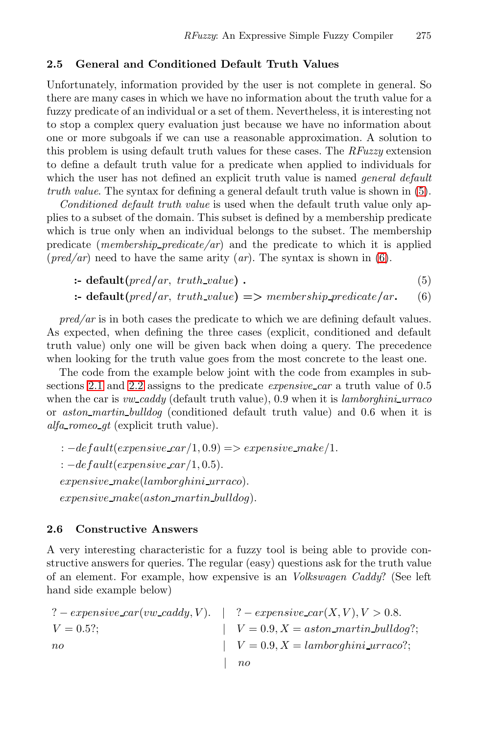### 2.5 General and Conditioned Default Truth Values

Unfortunately, information provided by the user is not complete in general. So there are many cases in which we have no information about the truth value for a fuzzy predicate of an individual or a set of them. Nevertheless, it is interesting not to stop a complex query evaluation just because we have no information about one or more subgoals if we can use a reasonable approximation. A solution to this problem is using default truth values for these cases. The *RFuzzy* extension to define a default truth value for a predicate when applied to individuals for which the user has not defined an explicit truth value is named *general default truth value*. The syntax for defining a general default truth value is shown in (5).

*Conditioned default truth value* is used when the default truth value only applies to a subset of the domain. This subset is defined by a membership predicate which is true only when an individual belongs to the subset. The membership predicate (*membership_predicate/ar*) and the predicate to which it is applied (*pred/ar*) need to have the same arity (*ar*). The syntax is shown in (6).

$$\textbf{:- default}(pred/ar,\ truth\_value)\ \textbf{.} \tag{5}$$

$$\textbf{:- default}(pred/ar,\ truth\_value)\ \textbf{=>}\ membership\_predicate/ar\textbf{.} \tag{6}$$

*pred/ar* is in both cases the predicate to which we are defining default values. As expected, when defining the three cases (explicit, conditioned and default truth value) only one will be given back when doing a query. The precedence when looking for the truth value goes from the most concrete to the least one.

The code from the example below joint with the code from examples in subsections 2.1 and 2.2 assigns to the predicate *expensive_car* a truth value of 0.5 when the car is *vw_caddy* (default truth value), 0.9 when it is *lamborghini_urraco* or *aston_martin_bulldog* (conditioned default truth value) and 0.6 when it is *alfa_romeo_gt* (explicit truth value).

```
:- default(expensive_car/1, 0.9) => expensive_make/1.
:- default(expensive_car/1, 0.5).
expensive_make(lamborghini_urraco).
expensive_make(aston_martin_bulldog).
```

### 2.6 Constructive Answers

A very interesting characteristic for a fuzzy tool is being able to provide constructive answers for queries. The regular (easy) questions ask for the truth value of an element. For example, how expensive is an *Volkswagen Caddy*? (See left hand side example below)

```
?- expensive_car(vw_caddy, V).   |  ?- expensive_car(X, V), V > 0.8.
V = 0.5?;                        |  V = 0.9, X = aston_martin_bulldog?;
no                               |  V = 0.9, X = lamborghini_urraco?;
                                 |  no
```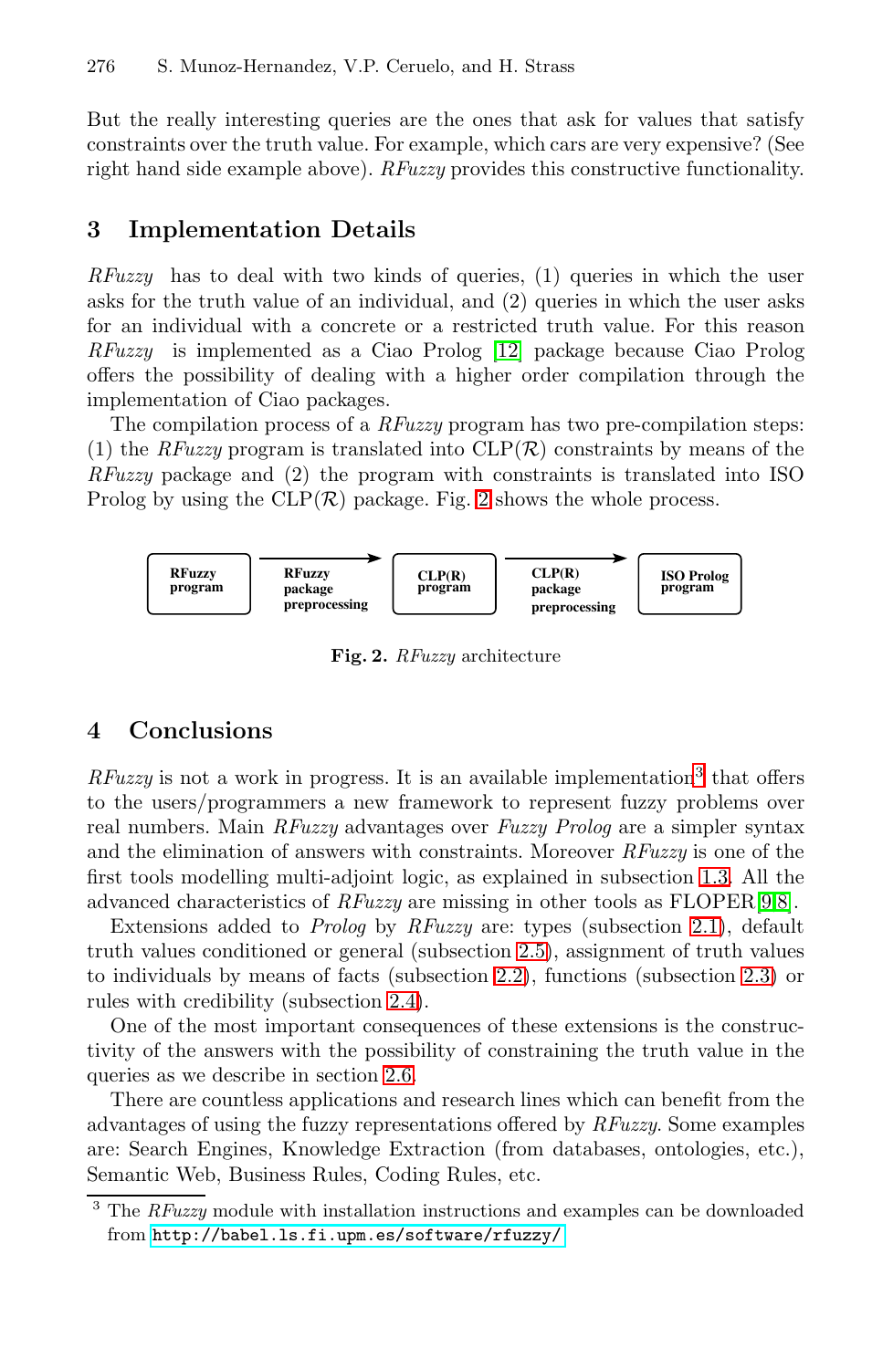But the really interesting queries are the ones that ask for values that satisfy constraints over the truth value. For example, which cars are very expensive? (See right hand side example above). *RFuzzy* provides this constructive functionality.

## 3 Implementation Details

*RFuzzy* has to deal with two kinds of queries, (1) queries in which the user asks for the truth value of an individual, and (2) queries in which the user asks for an individual with a concrete or a restricted truth value. For this reason *RFuzzy* is implemented as a Ciao Prolog [12] package because Ciao Prolog offers the possibility of dealing with a higher order compilation through the implementation of Ciao packages.

The compilation process of a *RFuzzy* program has two pre-compilation steps: (1) the *RFuzzy* program is translated into CLP($\mathcal{R}$) constraints by means of the *RFuzzy* package and (2) the program with constraints is translated into ISO Prolog by using the CLP($\mathcal{R}$) package. Fig. 2 shows the whole process.

RFuzzy program → (RFuzzy package preprocessing) → CLP(R) program → (CLP(R) package preprocessing) → ISO Prolog program

**Fig. 2.** *RFuzzy* architecture

## 4 Conclusions

*RFuzzy* is not a work in progress. It is an available implementation[3] that offers to the users/programmers a new framework to represent fuzzy problems over real numbers. Main *RFuzzy* advantages over *Fuzzy Prolog* are a simpler syntax and the elimination of answers with constraints. Moreover *RFuzzy* is one of the first tools modelling multi-adjoint logic, as explained in subsection 1.3. All the advanced characteristics of *RFuzzy* are missing in other tools as FLOPER [9,8].

Extensions added to *Prolog* by *RFuzzy* are: types (subsection 2.1), default truth values conditioned or general (subsection 2.5), assignment of truth values to individuals by means of facts (subsection 2.2), functions (subsection 2.3) or rules with credibility (subsection 2.4).

One of the most important consequences of these extensions is the constructivity of the answers with the possibility of constraining the truth value in the queries as we describe in section 2.6.

There are countless applications and research lines which can benefit from the advantages of using the fuzzy representations offered by *RFuzzy*. Some examples are: Search Engines, Knowledge Extraction (from databases, ontologies, etc.), Semantic Web, Business Rules, Coding Rules, etc.

---

[3] The *RFuzzy* module with installation instructions and examples can be downloaded from `http://babel.ls.fi.upm.es/software/rfuzzy/`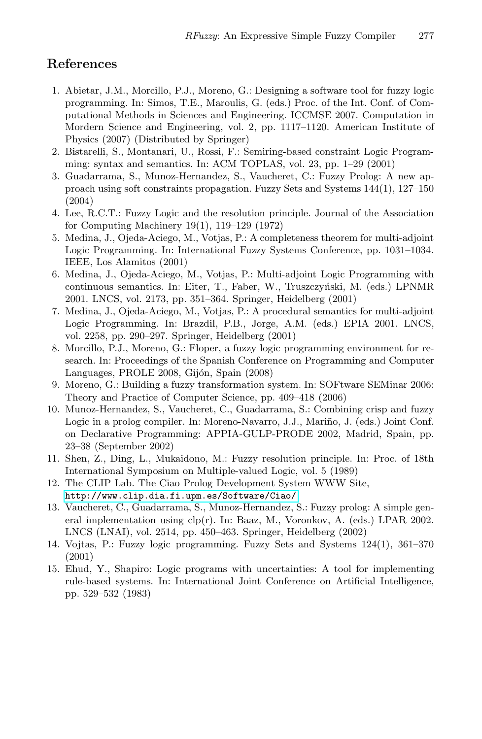## References

1. Abietar, J.M., Morcillo, P.J., Moreno, G.: Designing a software tool for fuzzy logic programming. In: Simos, T.E., Maroulis, G. (eds.) Proc. of the Int. Conf. of Computational Methods in Sciences and Engineering. ICCMSE 2007. Computation in Mordern Science and Engineering, vol. 2, pp. 1117–1120. American Institute of Physics (2007) (Distributed by Springer)
2. Bistarelli, S., Montanari, U., Rossi, F.: Semiring-based constraint Logic Programming: syntax and semantics. In: ACM TOPLAS, vol. 23, pp. 1–29 (2001)
3. Guadarrama, S., Munoz-Hernandez, S., Vaucheret, C.: Fuzzy Prolog: A new approach using soft constraints propagation. Fuzzy Sets and Systems 144(1), 127–150 (2004)
4. Lee, R.C.T.: Fuzzy Logic and the resolution principle. Journal of the Association for Computing Machinery 19(1), 119–129 (1972)
5. Medina, J., Ojeda-Aciego, M., Votjas, P.: A completeness theorem for multi-adjoint Logic Programming. In: International Fuzzy Systems Conference, pp. 1031–1034. IEEE, Los Alamitos (2001)
6. Medina, J., Ojeda-Aciego, M., Votjas, P.: Multi-adjoint Logic Programming with continuous semantics. In: Eiter, T., Faber, W., Truszczyński, M. (eds.) LPNMR 2001. LNCS, vol. 2173, pp. 351–364. Springer, Heidelberg (2001)
7. Medina, J., Ojeda-Aciego, M., Votjas, P.: A procedural semantics for multi-adjoint Logic Programming. In: Brazdil, P.B., Jorge, A.M. (eds.) EPIA 2001. LNCS, vol. 2258, pp. 290–297. Springer, Heidelberg (2001)
8. Morcillo, P.J., Moreno, G.: Floper, a fuzzy logic programming environment for research. In: Proceedings of the Spanish Conference on Programming and Computer Languages, PROLE 2008, Gijón, Spain (2008)
9. Moreno, G.: Building a fuzzy transformation system. In: SOFtware SEMinar 2006: Theory and Practice of Computer Science, pp. 409–418 (2006)
10. Munoz-Hernandez, S., Vaucheret, C., Guadarrama, S.: Combining crisp and fuzzy Logic in a prolog compiler. In: Moreno-Navarro, J.J., Mariño, J. (eds.) Joint Conf. on Declarative Programming: APPIA-GULP-PRODE 2002, Madrid, Spain, pp. 23–38 (September 2002)
11. Shen, Z., Ding, L., Mukaidono, M.: Fuzzy resolution principle. In: Proc. of 18th International Symposium on Multiple-valued Logic, vol. 5 (1989)
12. The CLIP Lab. The Ciao Prolog Development System WWW Site, http://www.clip.dia.fi.upm.es/Software/Ciao/
13. Vaucheret, C., Guadarrama, S., Munoz-Hernandez, S.: Fuzzy prolog: A simple general implementation using clp(r). In: Baaz, M., Voronkov, A. (eds.) LPAR 2002. LNCS (LNAI), vol. 2514, pp. 450–463. Springer, Heidelberg (2002)
14. Vojtas, P.: Fuzzy logic programming. Fuzzy Sets and Systems 124(1), 361–370 (2001)
15. Ehud, Y., Shapiro: Logic programs with uncertainties: A tool for implementing rule-based systems. In: International Joint Conference on Artificial Intelligence, pp. 529–532 (1983)